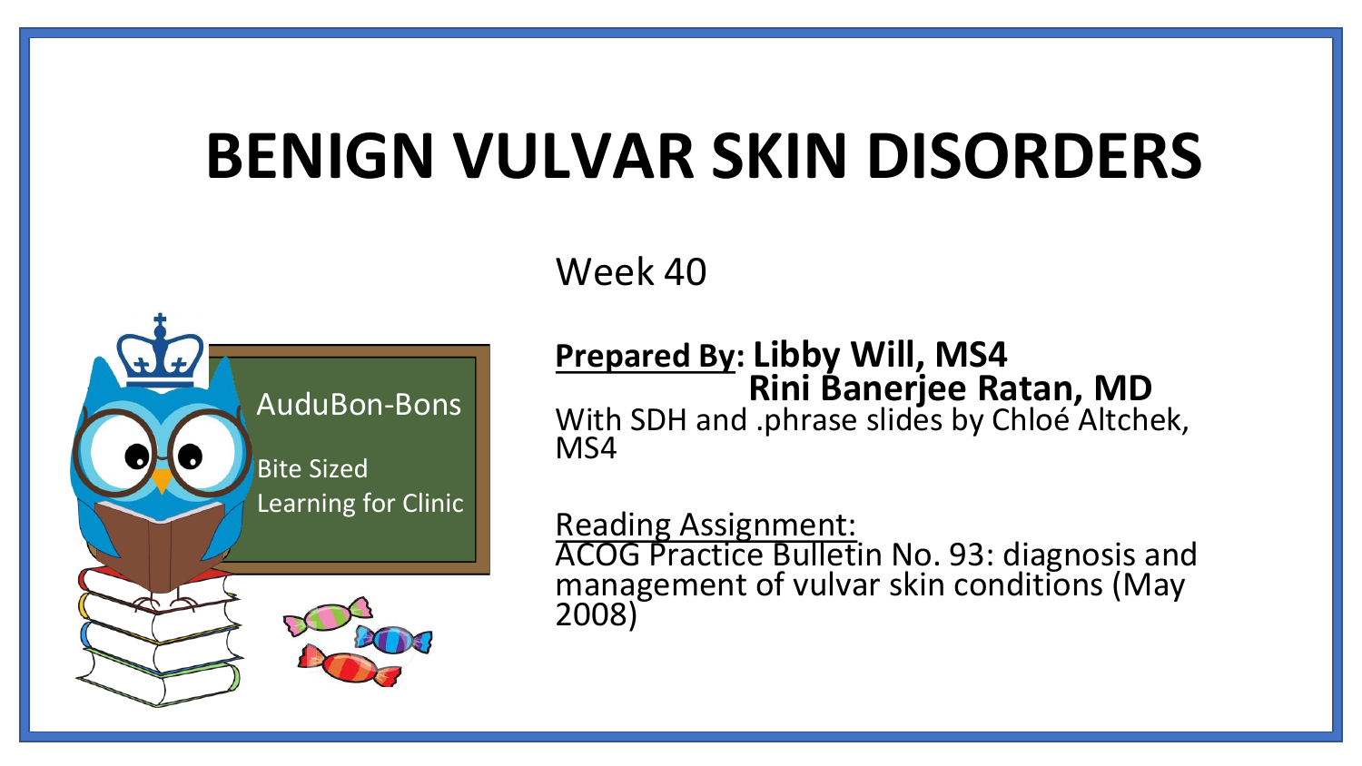# BENIGN VULVAR SKIN DISORDERS

AuduBon-Bons

Bite Sized Learning for Clinic

Week 40

**Prepared By: Libby Will, MS4**
**Rini Banerjee Ratan, MD**

With SDH and .phrase slides by Chloé Altchek, MS4

Reading Assignment:
ACOG Practice Bulletin No. 93: diagnosis and management of vulvar skin conditions (May 2008)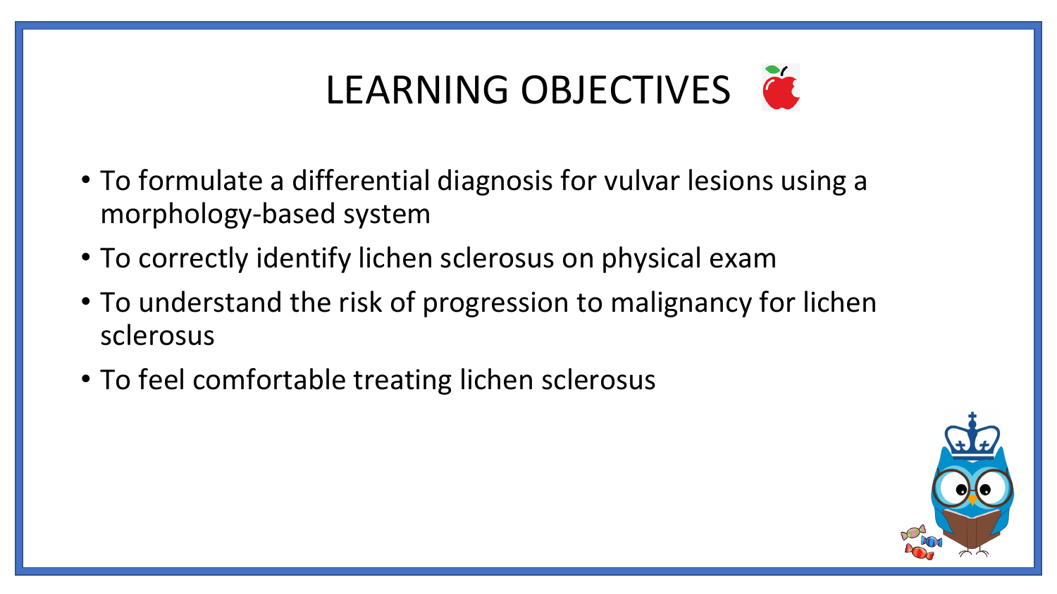# LEARNING OBJECTIVES

- To formulate a differential diagnosis for vulvar lesions using a morphology-based system
- To correctly identify lichen sclerosus on physical exam
- To understand the risk of progression to malignancy for lichen sclerosus
- To feel comfortable treating lichen sclerosus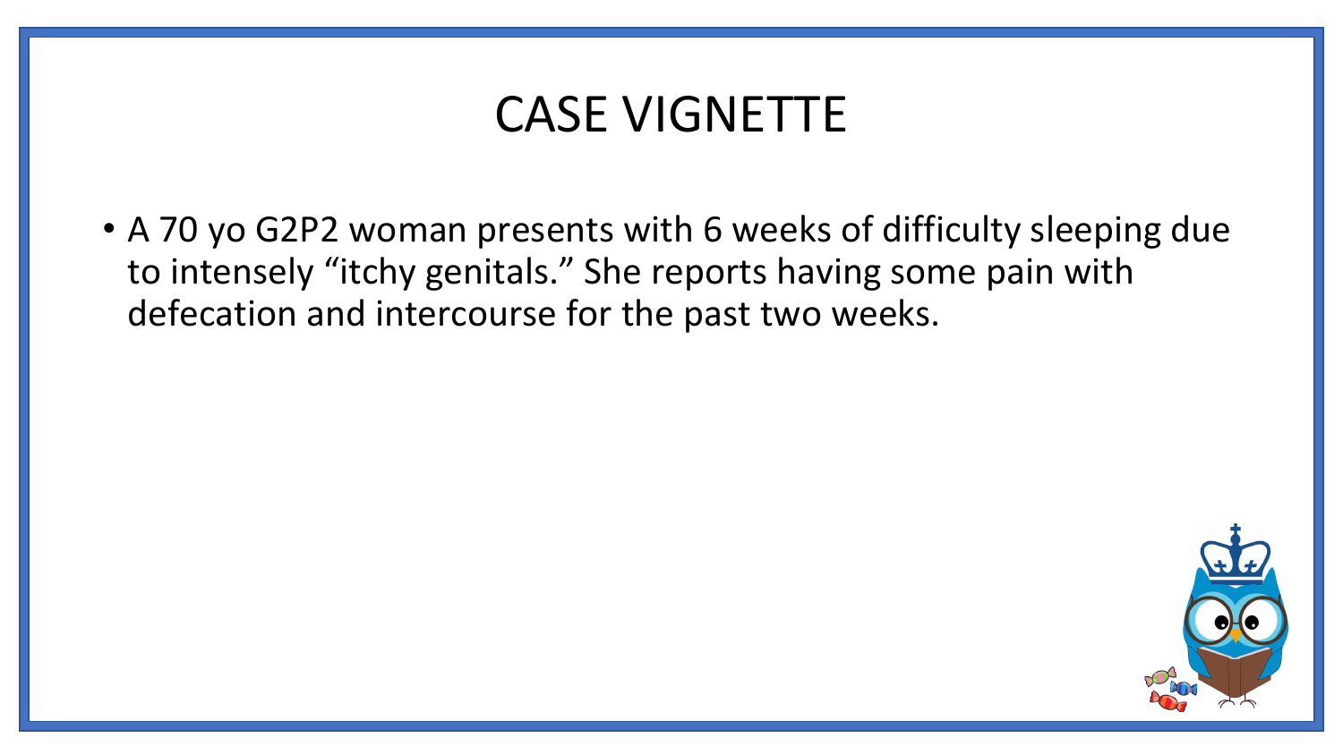# CASE VIGNETTE

- A 70 yo G2P2 woman presents with 6 weeks of difficulty sleeping due to intensely “itchy genitals.” She reports having some pain with defecation and intercourse for the past two weeks.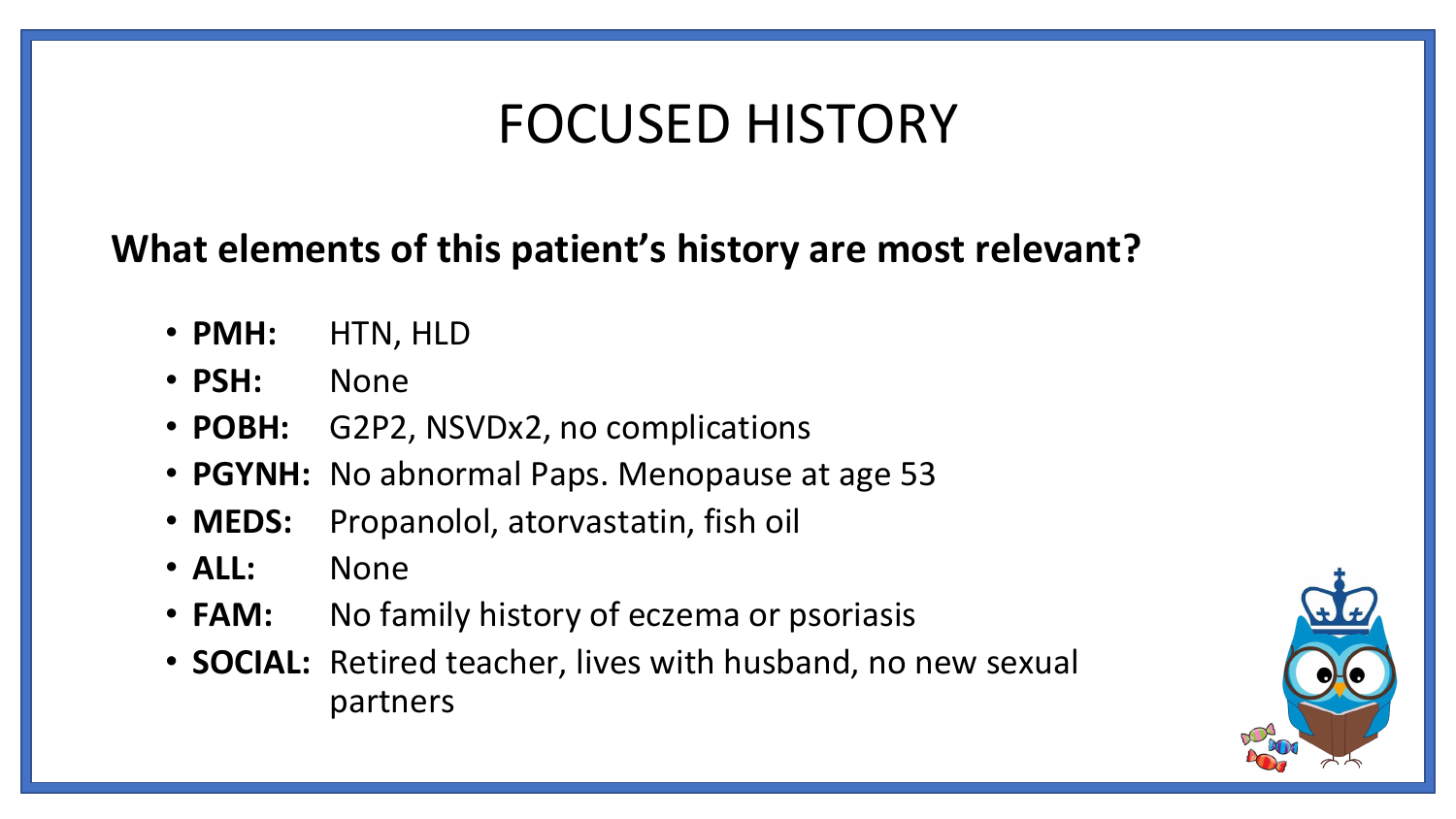# FOCUSED HISTORY

**What elements of this patient's history are most relevant?**

- **PMH:** HTN, HLD
- **PSH:** None
- **POBH:** G2P2, NSVDx2, no complications
- **PGYNH:** No abnormal Paps. Menopause at age 53
- **MEDS:** Propanolol, atorvastatin, fish oil
- **ALL:** None
- **FAM:** No family history of eczema or psoriasis
- **SOCIAL:** Retired teacher, lives with husband, no new sexual partners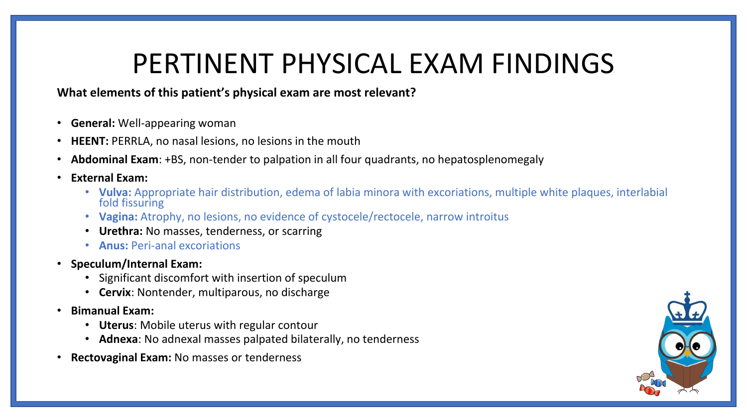# PERTINENT PHYSICAL EXAM FINDINGS

**What elements of this patient's physical exam are most relevant?**

- **General:** Well-appearing woman
- **HEENT:** PERRLA, no nasal lesions, no lesions in the mouth
- **Abdominal Exam**: +BS, non-tender to palpation in all four quadrants, no hepatosplenomegaly
- **External Exam:**
  - **Vulva:** Appropriate hair distribution, edema of labia minora with excoriations, multiple white plaques, interlabial fold fissuring
  - **Vagina:** Atrophy, no lesions, no evidence of cystocele/rectocele, narrow introitus
  - **Urethra:** No masses, tenderness, or scarring
  - **Anus:** Peri-anal excoriations
- **Speculum/Internal Exam:**
  - Significant discomfort with insertion of speculum
  - **Cervix**: Nontender, multiparous, no discharge
- **Bimanual Exam:**
  - **Uterus**: Mobile uterus with regular contour
  - **Adnexa**: No adnexal masses palpated bilaterally, no tenderness
- **Rectovaginal Exam:** No masses or tenderness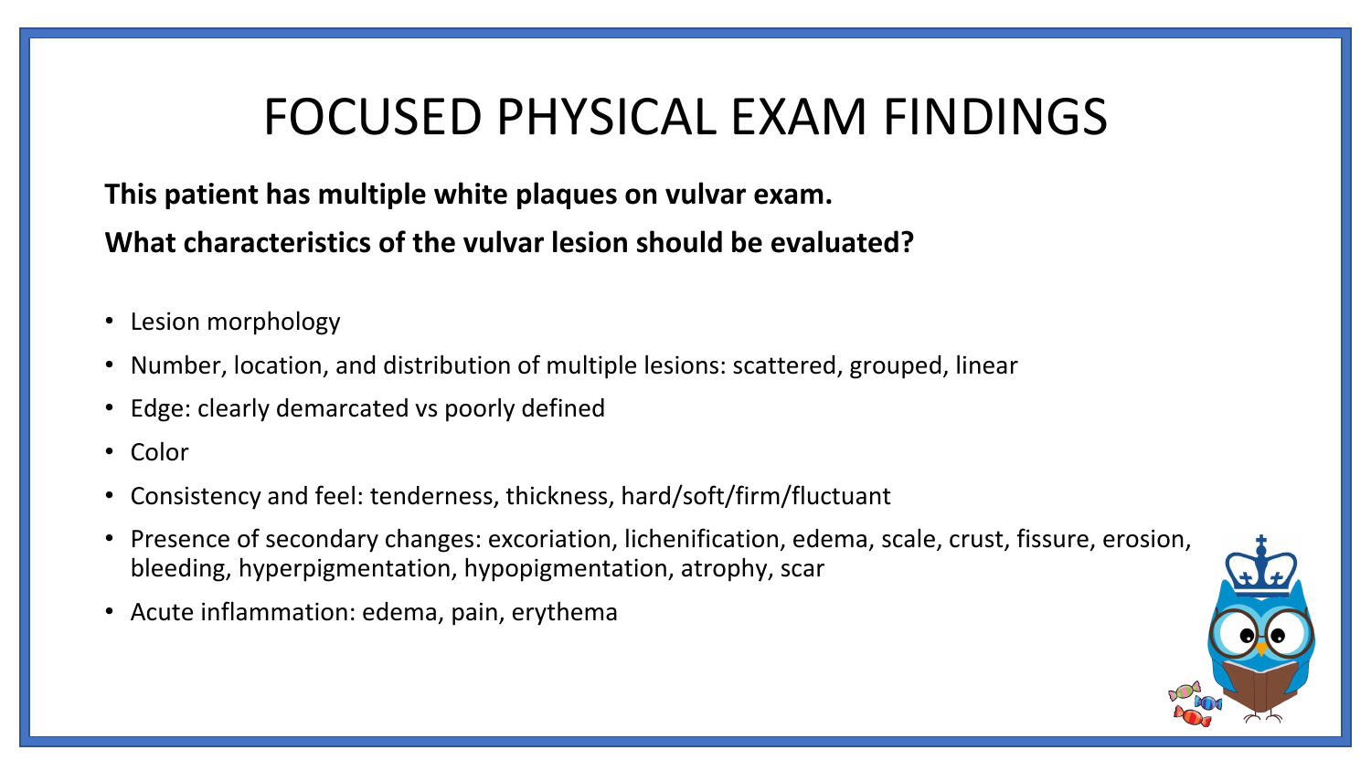# FOCUSED PHYSICAL EXAM FINDINGS

**This patient has multiple white plaques on vulvar exam.**

**What characteristics of the vulvar lesion should be evaluated?**

- Lesion morphology
- Number, location, and distribution of multiple lesions: scattered, grouped, linear
- Edge: clearly demarcated vs poorly defined
- Color
- Consistency and feel: tenderness, thickness, hard/soft/firm/fluctuant
- Presence of secondary changes: excoriation, lichenification, edema, scale, crust, fissure, erosion, bleeding, hyperpigmentation, hypopigmentation, atrophy, scar
- Acute inflammation: edema, pain, erythema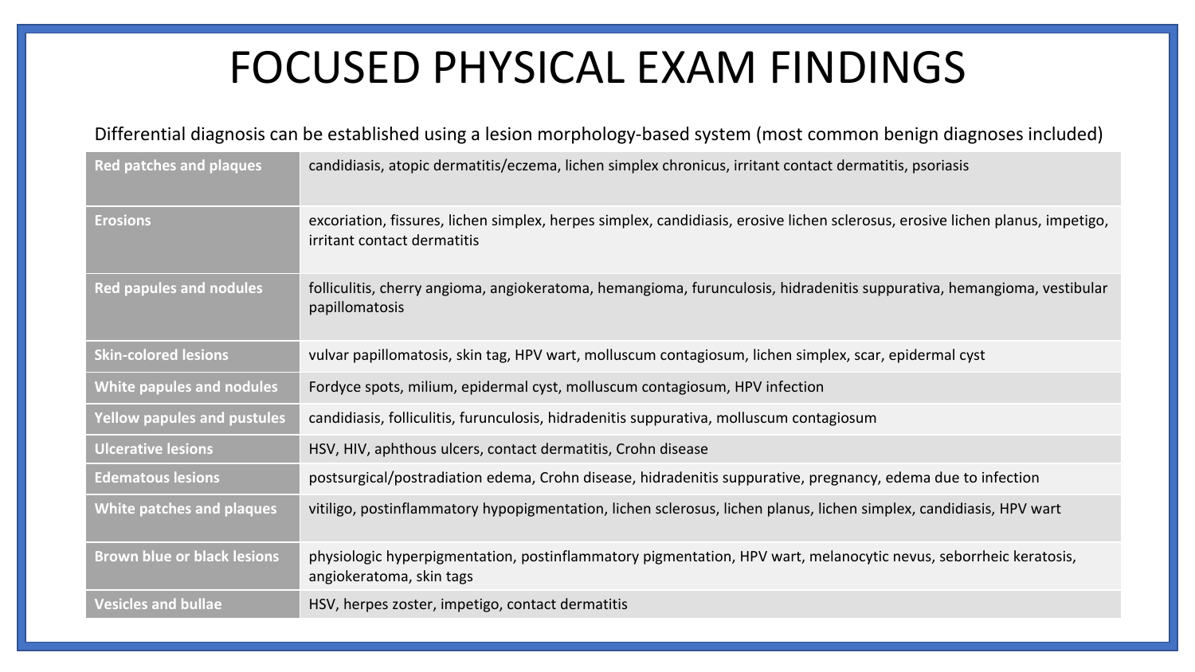# FOCUSED PHYSICAL EXAM FINDINGS

Differential diagnosis can be established using a lesion morphology-based system (most common benign diagnoses included)

| | |
|---|---|
| **Red patches and plaques** | candidiasis, atopic dermatitis/eczema, lichen simplex chronicus, irritant contact dermatitis, psoriasis |
| **Erosions** | excoriation, fissures, lichen simplex, herpes simplex, candidiasis, erosive lichen sclerosus, erosive lichen planus, impetigo, irritant contact dermatitis |
| **Red papules and nodules** | folliculitis, cherry angioma, angiokeratoma, hemangioma, furunculosis, hidradenitis suppurativa, hemangioma, vestibular papillomatosis |
| **Skin-colored lesions** | vulvar papillomatosis, skin tag, HPV wart, molluscum contagiosum, lichen simplex, scar, epidermal cyst |
| **White papules and nodules** | Fordyce spots, milium, epidermal cyst, molluscum contagiosum, HPV infection |
| **Yellow papules and pustules** | candidiasis, folliculitis, furunculosis, hidradenitis suppurativa, molluscum contagiosum |
| **Ulcerative lesions** | HSV, HIV, aphthous ulcers, contact dermatitis, Crohn disease |
| **Edematous lesions** | postsurgical/postradiation edema, Crohn disease, hidradenitis suppurative, pregnancy, edema due to infection |
| **White patches and plaques** | vitiligo, postinflammatory hypopigmentation, lichen sclerosus, lichen planus, lichen simplex, candidiasis, HPV wart |
| **Brown blue or black lesions** | physiologic hyperpigmentation, postinflammatory pigmentation, HPV wart, melanocytic nevus, seborrheic keratosis, angiokeratoma, skin tags |
| **Vesicles and bullae** | HSV, herpes zoster, impetigo, contact dermatitis |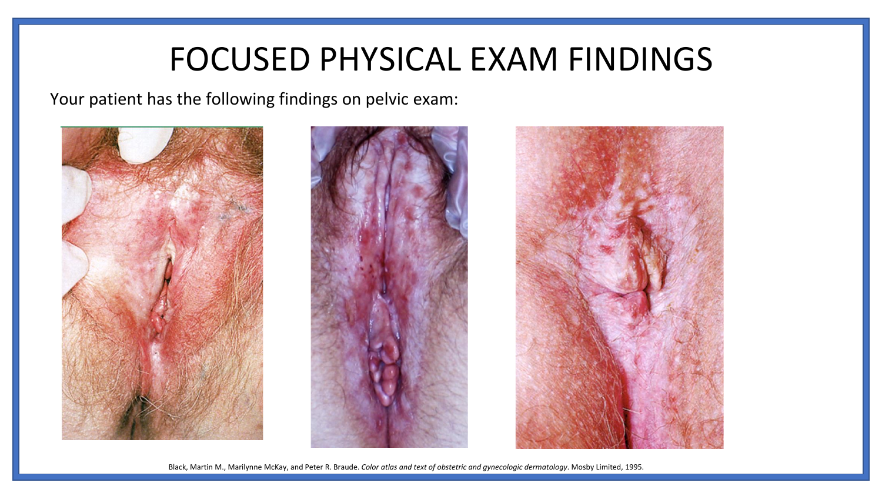# FOCUSED PHYSICAL EXAM FINDINGS

Your patient has the following findings on pelvic exam:

Black, Martin M., Marilynne McKay, and Peter R. Braude. *Color atlas and text of obstetric and gynecologic dermatology*. Mosby Limited, 1995.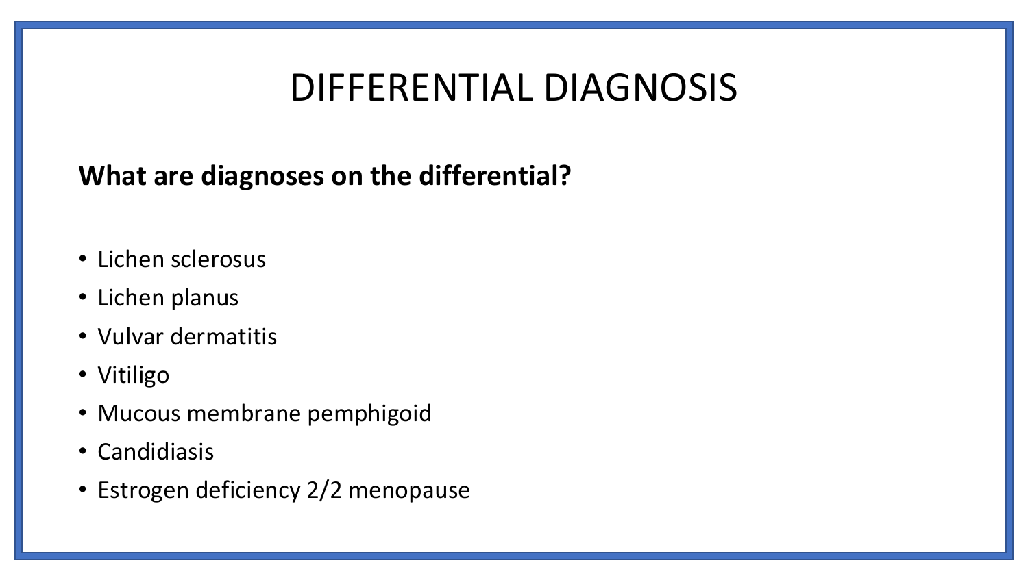# DIFFERENTIAL DIAGNOSIS

**What are diagnoses on the differential?**

- Lichen sclerosus
- Lichen planus
- Vulvar dermatitis
- Vitiligo
- Mucous membrane pemphigoid
- Candidiasis
- Estrogen deficiency 2/2 menopause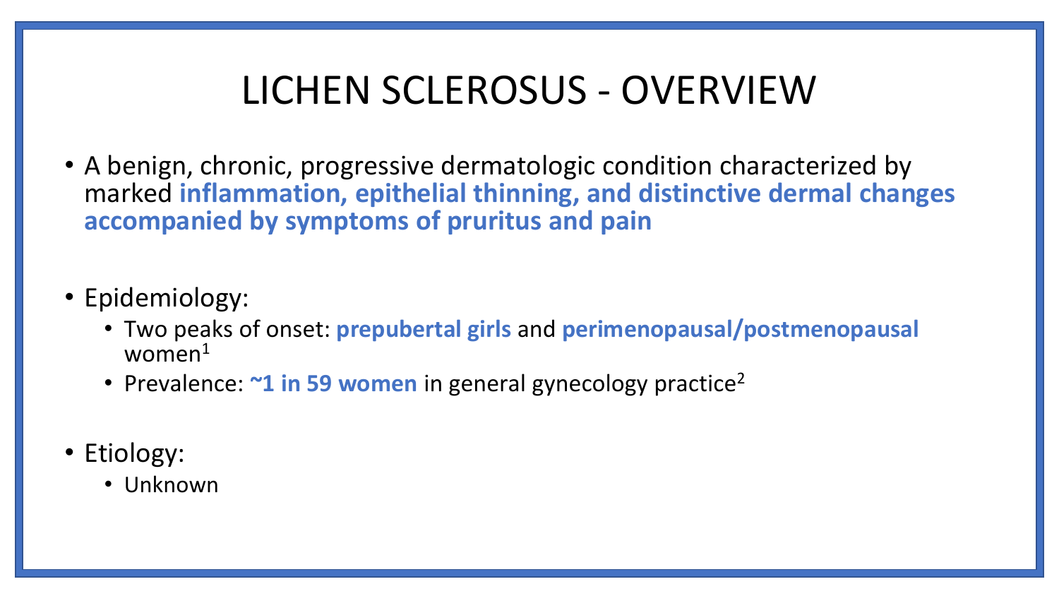# LICHEN SCLEROSUS - OVERVIEW

- A benign, chronic, progressive dermatologic condition characterized by marked **inflammation, epithelial thinning, and distinctive dermal changes accompanied by symptoms of pruritus and pain**

- Epidemiology:
  - Two peaks of onset: **prepubertal girls** and **perimenopausal/postmenopausal** women[1]
  - Prevalence: **~1 in 59 women** in general gynecology practice[2]

- Etiology:
  - Unknown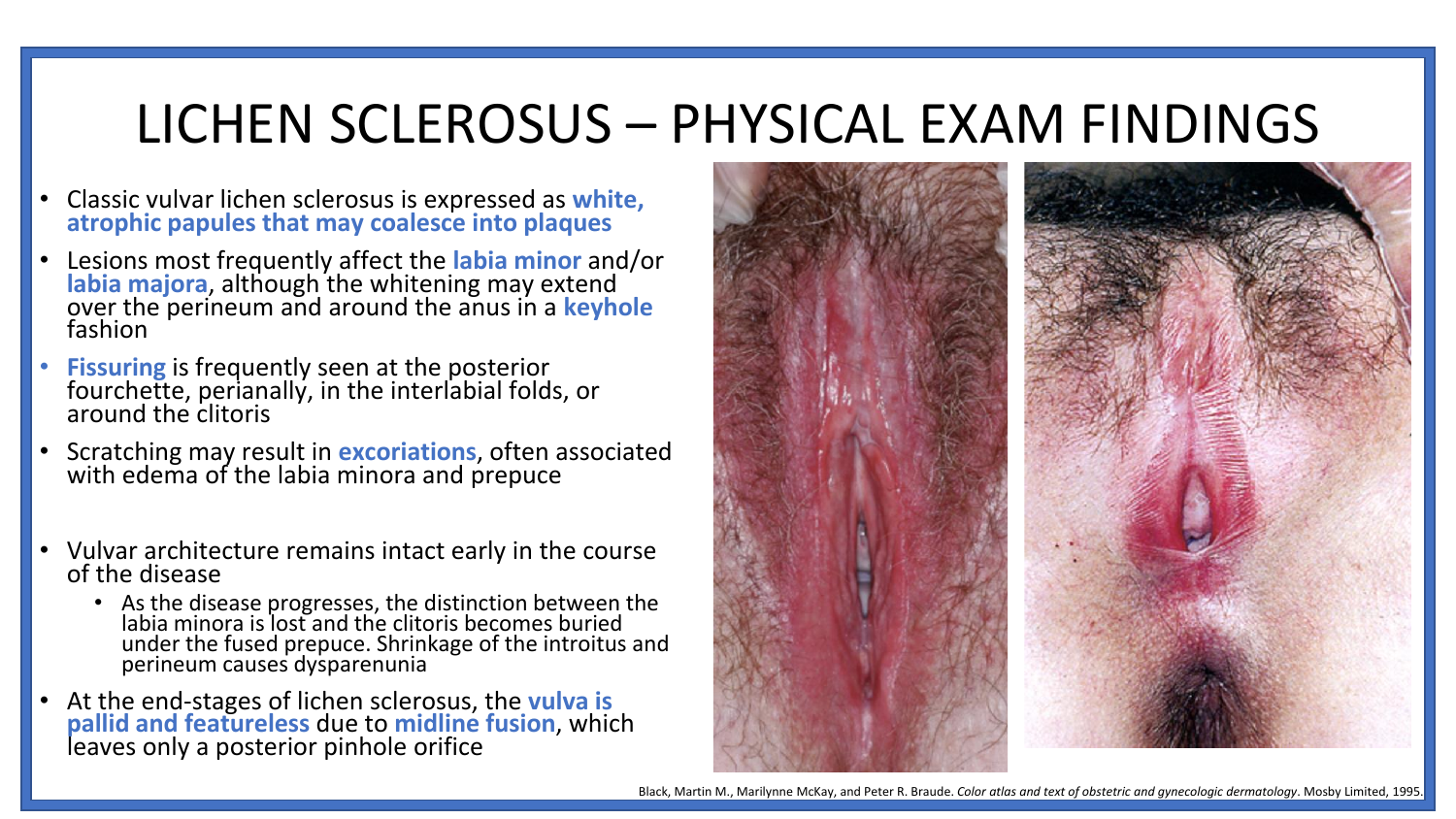# LICHEN SCLEROSUS – PHYSICAL EXAM FINDINGS

- Classic vulvar lichen sclerosus is expressed as **white, atrophic papules that may coalesce into plaques**
- Lesions most frequently affect the **labia minor** and/or **labia majora**, although the whitening may extend over the perineum and around the anus in a **keyhole** fashion
- **Fissuring** is frequently seen at the posterior fourchette, perianally, in the interlabial folds, or around the clitoris
- Scratching may result in **excoriations**, often associated with edema of the labia minora and prepuce
- Vulvar architecture remains intact early in the course of the disease
  - As the disease progresses, the distinction between the labia minora is lost and the clitoris becomes buried under the fused prepuce. Shrinkage of the introitus and perineum causes dysparenunia
- At the end-stages of lichen sclerosus, the **vulva is pallid and featureless** due to **midline fusion**, which leaves only a posterior pinhole orifice

Black, Martin M., Marilynne McKay, and Peter R. Braude. *Color atlas and text of obstetric and gynecologic dermatology*. Mosby Limited, 1995.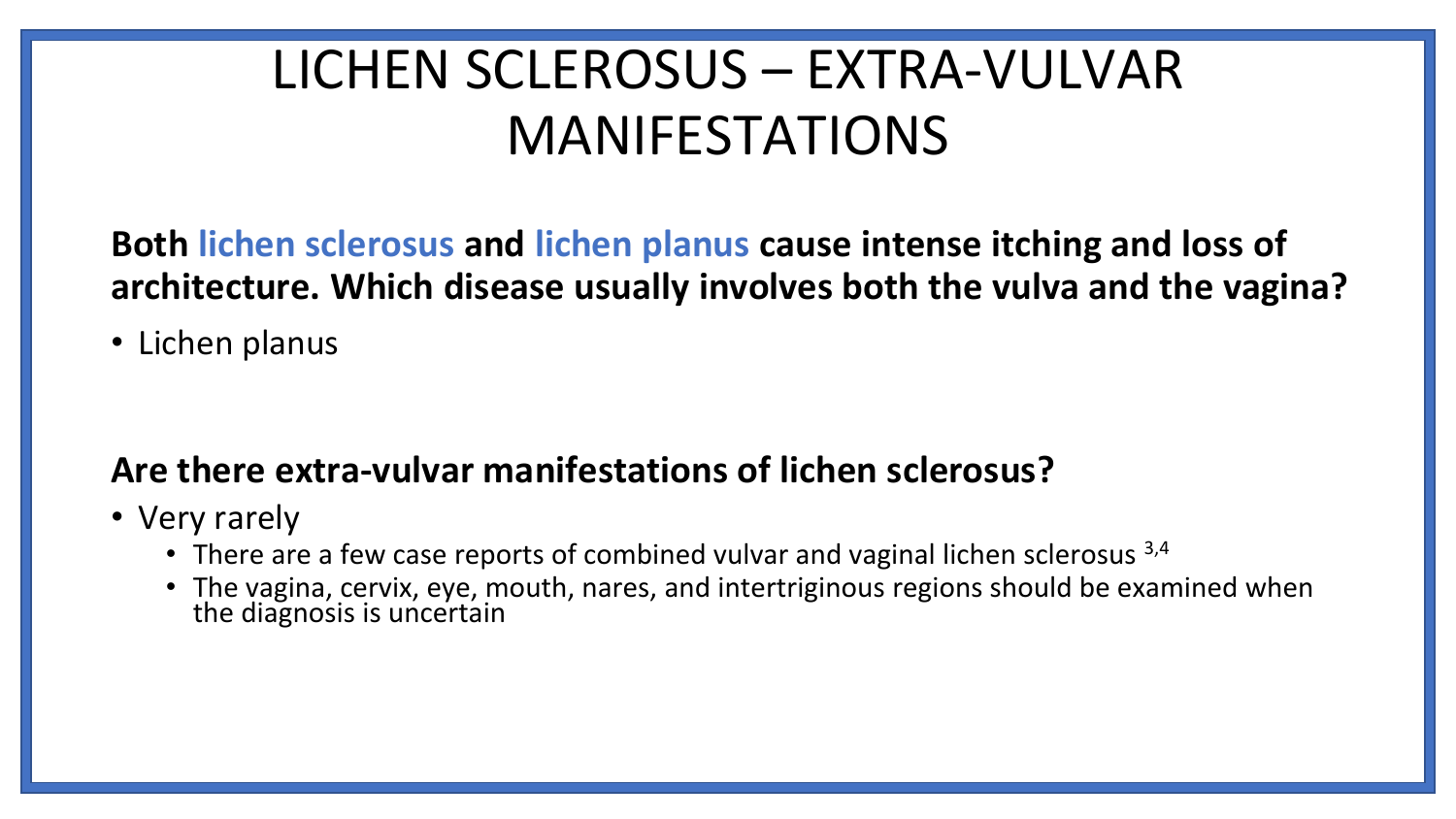# LICHEN SCLEROSUS – EXTRA-VULVAR MANIFESTATIONS

**Both lichen sclerosus and lichen planus cause intense itching and loss of architecture. Which disease usually involves both the vulva and the vagina?**

- Lichen planus

**Are there extra-vulvar manifestations of lichen sclerosus?**

- Very rarely
  - There are a few case reports of combined vulvar and vaginal lichen sclerosus [3,4]
  - The vagina, cervix, eye, mouth, nares, and intertriginous regions should be examined when the diagnosis is uncertain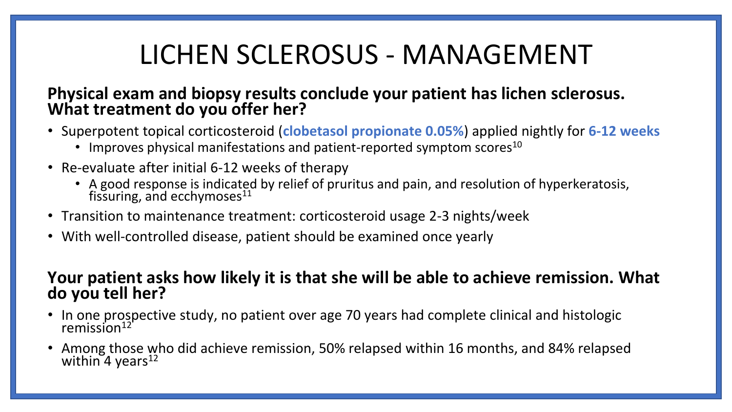# LICHEN SCLEROSUS - MANAGEMENT

**Physical exam and biopsy results conclude your patient has lichen sclerosus. What treatment do you offer her?**

- Superpotent topical corticosteroid (**clobetasol propionate 0.05%**) applied nightly for **6-12 weeks**
  - Improves physical manifestations and patient-reported symptom scores[10]
- Re-evaluate after initial 6-12 weeks of therapy
  - A good response is indicated by relief of pruritus and pain, and resolution of hyperkeratosis, fissuring, and ecchymoses[11]
- Transition to maintenance treatment: corticosteroid usage 2-3 nights/week
- With well-controlled disease, patient should be examined once yearly

**Your patient asks how likely it is that she will be able to achieve remission. What do you tell her?**

- In one prospective study, no patient over age 70 years had complete clinical and histologic remission[12]
- Among those who did achieve remission, 50% relapsed within 16 months, and 84% relapsed within 4 years[12]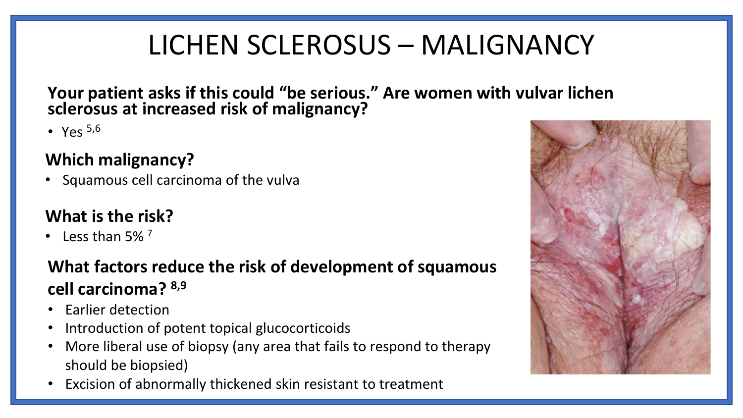# LICHEN SCLEROSUS – MALIGNANCY

**Your patient asks if this could "be serious." Are women with vulvar lichen sclerosus at increased risk of malignancy?**

- Yes [5,6]

**Which malignancy?**

- Squamous cell carcinoma of the vulva

**What is the risk?**

- Less than 5% [7]

**What factors reduce the risk of development of squamous cell carcinoma? [8,9]**

- Earlier detection
- Introduction of potent topical glucocorticoids
- More liberal use of biopsy (any area that fails to respond to therapy should be biopsied)
- Excision of abnormally thickened skin resistant to treatment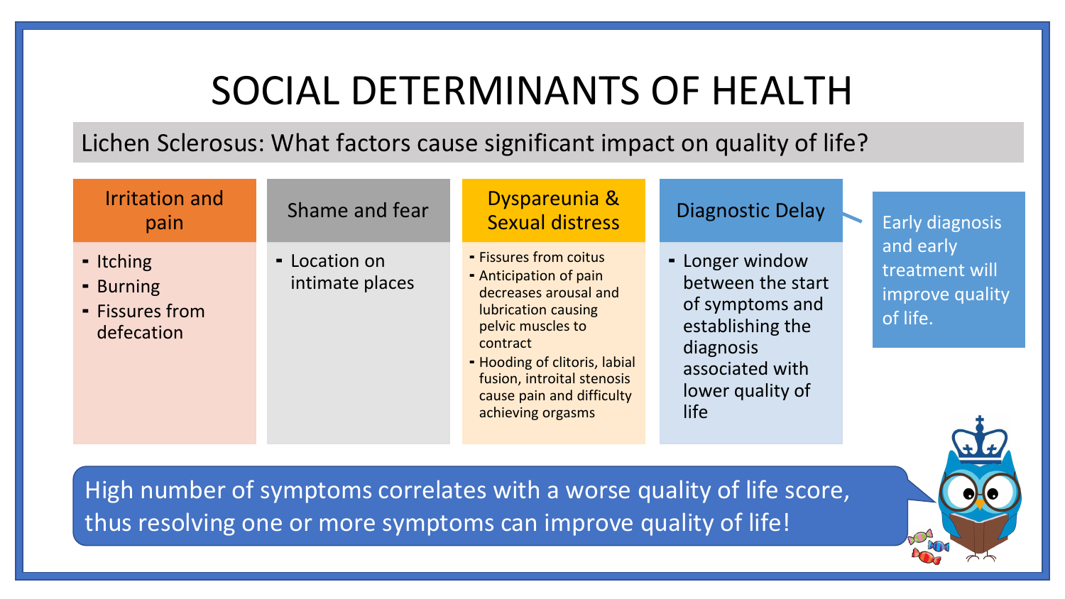# SOCIAL DETERMINANTS OF HEALTH

## Lichen Sclerosus: What factors cause significant impact on quality of life?

### Irritation and pain

- Itching
- Burning
- Fissures from defecation

### Shame and fear

- Location on intimate places

### Dyspareunia & Sexual distress

- Fissures from coitus
- Anticipation of pain decreases arousal and lubrication causing pelvic muscles to contract
- Hooding of clitoris, labial fusion, introital stenosis cause pain and difficulty achieving orgasms

### Diagnostic Delay

- Longer window between the start of symptoms and establishing the diagnosis associated with lower quality of life

Early diagnosis and early treatment will improve quality of life.

High number of symptoms correlates with a worse quality of life score, thus resolving one or more symptoms can improve quality of life!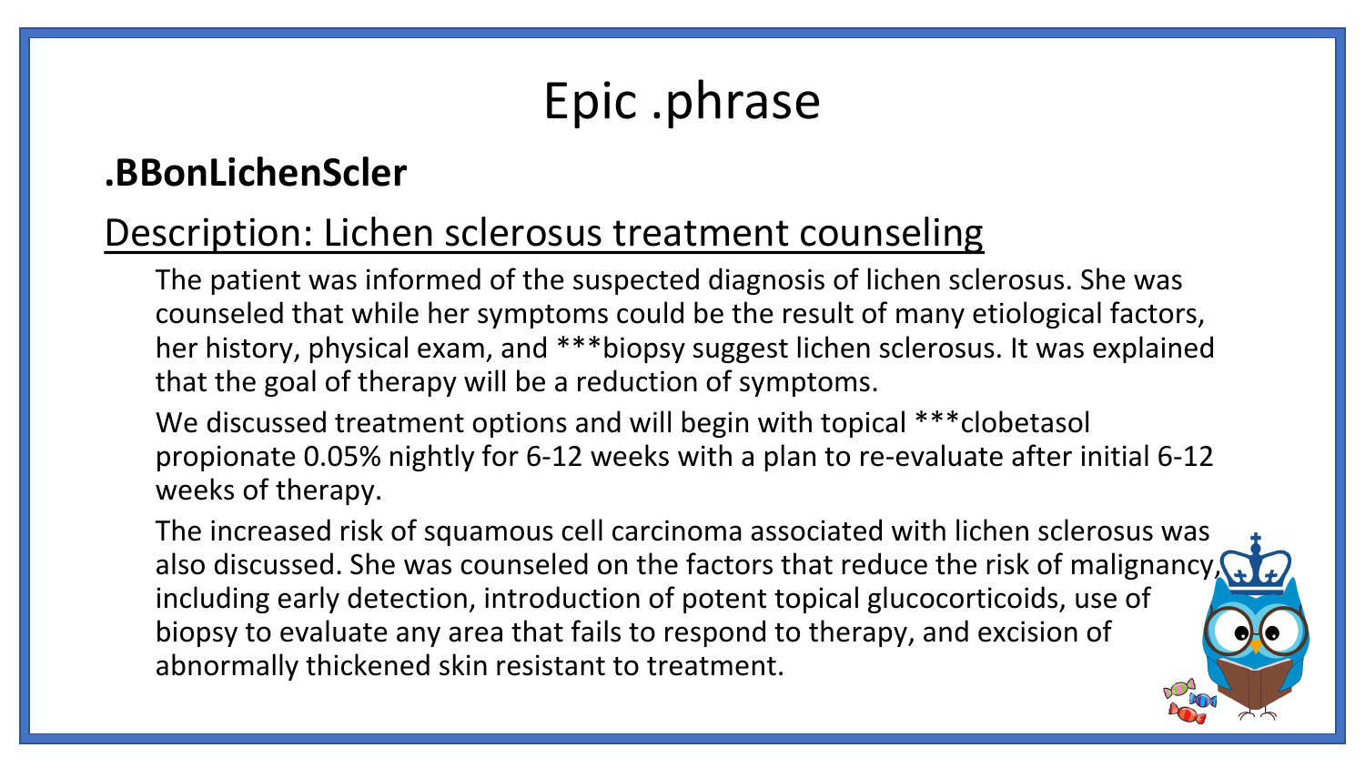# Epic .phrase

## .BBonLichenScler

Description: Lichen sclerosus treatment counseling

The patient was informed of the suspected diagnosis of lichen sclerosus. She was counseled that while her symptoms could be the result of many etiological factors, her history, physical exam, and ***biopsy suggest lichen sclerosus. It was explained that the goal of therapy will be a reduction of symptoms.

We discussed treatment options and will begin with topical ***clobetasol propionate 0.05% nightly for 6-12 weeks with a plan to re-evaluate after initial 6-12 weeks of therapy.

The increased risk of squamous cell carcinoma associated with lichen sclerosus was also discussed. She was counseled on the factors that reduce the risk of malignancy, including early detection, introduction of potent topical glucocorticoids, use of biopsy to evaluate any area that fails to respond to therapy, and excision of abnormally thickened skin resistant to treatment.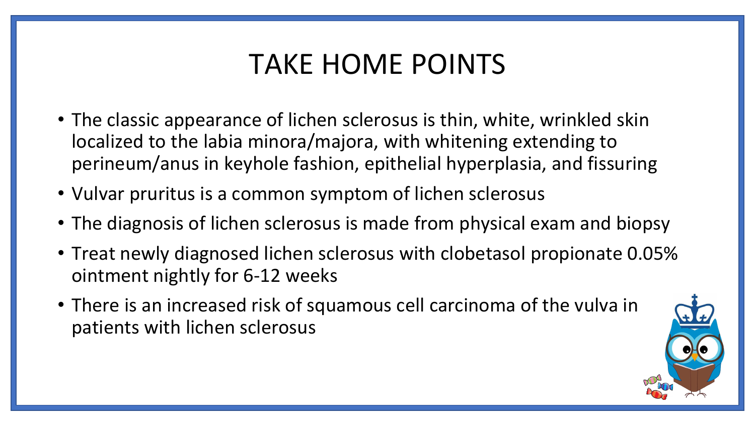# TAKE HOME POINTS

- The classic appearance of lichen sclerosus is thin, white, wrinkled skin localized to the labia minora/majora, with whitening extending to perineum/anus in keyhole fashion, epithelial hyperplasia, and fissuring
- Vulvar pruritus is a common symptom of lichen sclerosus
- The diagnosis of lichen sclerosus is made from physical exam and biopsy
- Treat newly diagnosed lichen sclerosus with clobetasol propionate 0.05% ointment nightly for 6-12 weeks
- There is an increased risk of squamous cell carcinoma of the vulva in patients with lichen sclerosus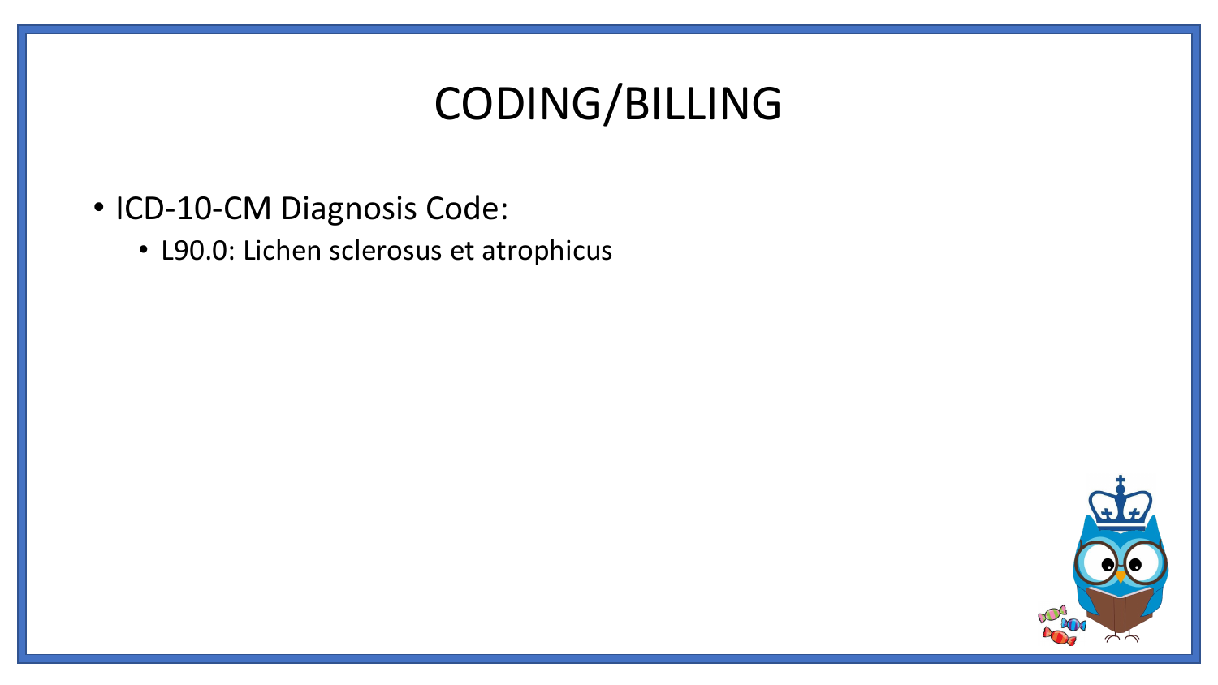# CODING/BILLING

- ICD-10-CM Diagnosis Code:
  - L90.0: Lichen sclerosus et atrophicus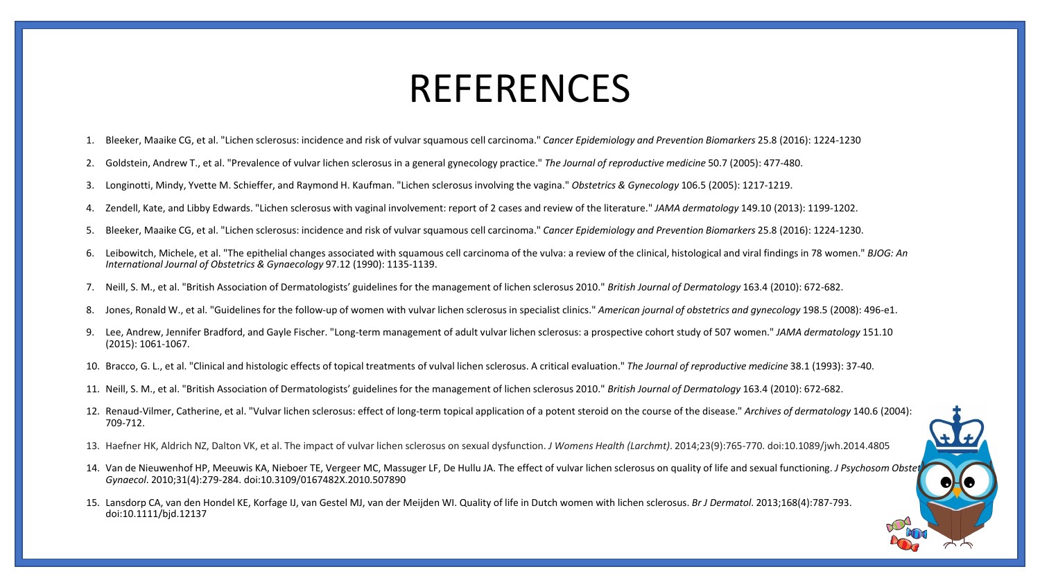# REFERENCES

1. Bleeker, Maaike CG, et al. "Lichen sclerosus: incidence and risk of vulvar squamous cell carcinoma." *Cancer Epidemiology and Prevention Biomarkers* 25.8 (2016): 1224-1230
2. Goldstein, Andrew T., et al. "Prevalence of vulvar lichen sclerosus in a general gynecology practice." *The Journal of reproductive medicine* 50.7 (2005): 477-480.
3. Longinotti, Mindy, Yvette M. Schieffer, and Raymond H. Kaufman. "Lichen sclerosus involving the vagina." *Obstetrics & Gynecology* 106.5 (2005): 1217-1219.
4. Zendell, Kate, and Libby Edwards. "Lichen sclerosus with vaginal involvement: report of 2 cases and review of the literature." *JAMA dermatology* 149.10 (2013): 1199-1202.
5. Bleeker, Maaike CG, et al. "Lichen sclerosus: incidence and risk of vulvar squamous cell carcinoma." *Cancer Epidemiology and Prevention Biomarkers* 25.8 (2016): 1224-1230.
6. Leibowitch, Michele, et al. "The epithelial changes associated with squamous cell carcinoma of the vulva: a review of the clinical, histological and viral findings in 78 women." *BJOG: An International Journal of Obstetrics & Gynaecology* 97.12 (1990): 1135-1139.
7. Neill, S. M., et al. "British Association of Dermatologists' guidelines for the management of lichen sclerosus 2010." *British Journal of Dermatology* 163.4 (2010): 672-682.
8. Jones, Ronald W., et al. "Guidelines for the follow-up of women with vulvar lichen sclerosus in specialist clinics." *American journal of obstetrics and gynecology* 198.5 (2008): 496-e1.
9. Lee, Andrew, Jennifer Bradford, and Gayle Fischer. "Long-term management of adult vulvar lichen sclerosus: a prospective cohort study of 507 women." *JAMA dermatology* 151.10 (2015): 1061-1067.
10. Bracco, G. L., et al. "Clinical and histologic effects of topical treatments of vulval lichen sclerosus. A critical evaluation." *The Journal of reproductive medicine* 38.1 (1993): 37-40.
11. Neill, S. M., et al. "British Association of Dermatologists' guidelines for the management of lichen sclerosus 2010." *British Journal of Dermatology* 163.4 (2010): 672-682.
12. Renaud-Vilmer, Catherine, et al. "Vulvar lichen sclerosus: effect of long-term topical application of a potent steroid on the course of the disease." *Archives of dermatology* 140.6 (2004): 709-712.
13. Haefner HK, Aldrich NZ, Dalton VK, et al. The impact of vulvar lichen sclerosus on sexual dysfunction. *J Womens Health (Larchmt)*. 2014;23(9):765-770. doi:10.1089/jwh.2014.4805
14. Van de Nieuwenhof HP, Meeuwis KA, Nieboer TE, Vergeer MC, Massuger LF, De Hullu JA. The effect of vulvar lichen sclerosus on quality of life and sexual functioning. *J Psychosom Obstet Gynaecol*. 2010;31(4):279-284. doi:10.3109/0167482X.2010.507890
15. Lansdorp CA, van den Hondel KE, Korfage IJ, van Gestel MJ, van der Meijden WI. Quality of life in Dutch women with lichen sclerosus. *Br J Dermatol*. 2013;168(4):787-793. doi:10.1111/bjd.12137